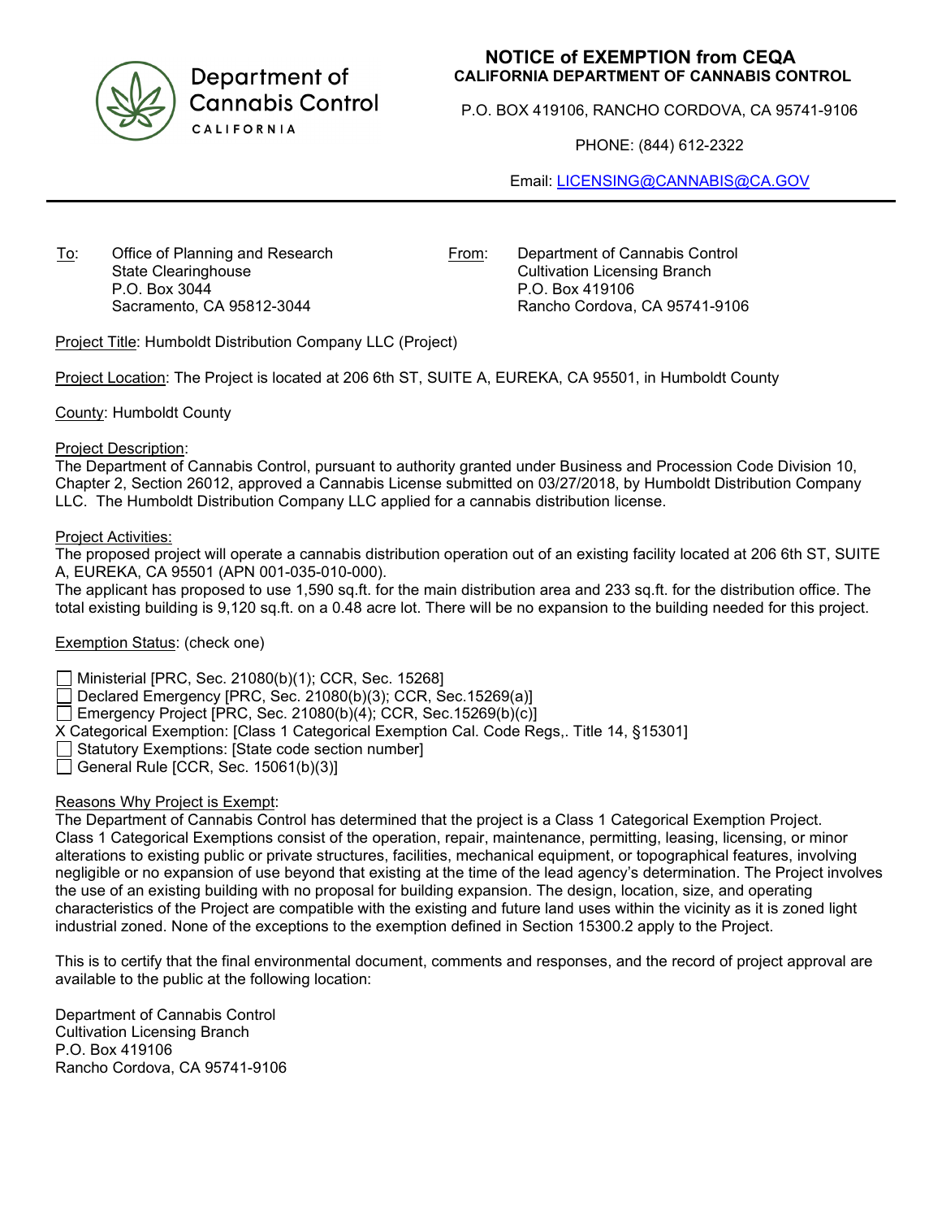Department of Cannabis Control
CALIFORNIA

# NOTICE of EXEMPTION from CEQA

**CALIFORNIA DEPARTMENT OF CANNABIS CONTROL**

P.O. BOX 419106, RANCHO CORDOVA, CA 95741-9106

PHONE: (844) 612-2322

Email: LICENSING@CANNABIS@CA.GOV

---

To: Office of Planning and Research
State Clearinghouse
P.O. Box 3044
Sacramento, CA 95812-3044

From: Department of Cannabis Control
Cultivation Licensing Branch
P.O. Box 419106
Rancho Cordova, CA 95741-9106

Project Title: Humboldt Distribution Company LLC (Project)

Project Location: The Project is located at 206 6th ST, SUITE A, EUREKA, CA 95501, in Humboldt County

County: Humboldt County

Project Description:
The Department of Cannabis Control, pursuant to authority granted under Business and Procession Code Division 10, Chapter 2, Section 26012, approved a Cannabis License submitted on 03/27/2018, by Humboldt Distribution Company LLC. The Humboldt Distribution Company LLC applied for a cannabis distribution license.

Project Activities:
The proposed project will operate a cannabis distribution operation out of an existing facility located at 206 6th ST, SUITE A, EUREKA, CA 95501 (APN 001-035-010-000).
The applicant has proposed to use 1,590 sq.ft. for the main distribution area and 233 sq.ft. for the distribution office. The total existing building is 9,120 sq.ft. on a 0.48 acre lot. There will be no expansion to the building needed for this project.

Exemption Status: (check one)

- ☐ Ministerial [PRC, Sec. 21080(b)(1); CCR, Sec. 15268]
- ☐ Declared Emergency [PRC, Sec. 21080(b)(3); CCR, Sec.15269(a)]
- ☐ Emergency Project [PRC, Sec. 21080(b)(4); CCR, Sec.15269(b)(c)]
- X Categorical Exemption: [Class 1 Categorical Exemption Cal. Code Regs,. Title 14, §15301]
- ☐ Statutory Exemptions: [State code section number]
- ☐ General Rule [CCR, Sec. 15061(b)(3)]

Reasons Why Project is Exempt:
The Department of Cannabis Control has determined that the project is a Class 1 Categorical Exemption Project. Class 1 Categorical Exemptions consist of the operation, repair, maintenance, permitting, leasing, licensing, or minor alterations to existing public or private structures, facilities, mechanical equipment, or topographical features, involving negligible or no expansion of use beyond that existing at the time of the lead agency's determination. The Project involves the use of an existing building with no proposal for building expansion. The design, location, size, and operating characteristics of the Project are compatible with the existing and future land uses within the vicinity as it is zoned light industrial zoned. None of the exceptions to the exemption defined in Section 15300.2 apply to the Project.

This is to certify that the final environmental document, comments and responses, and the record of project approval are available to the public at the following location:

Department of Cannabis Control
Cultivation Licensing Branch
P.O. Box 419106
Rancho Cordova, CA 95741-9106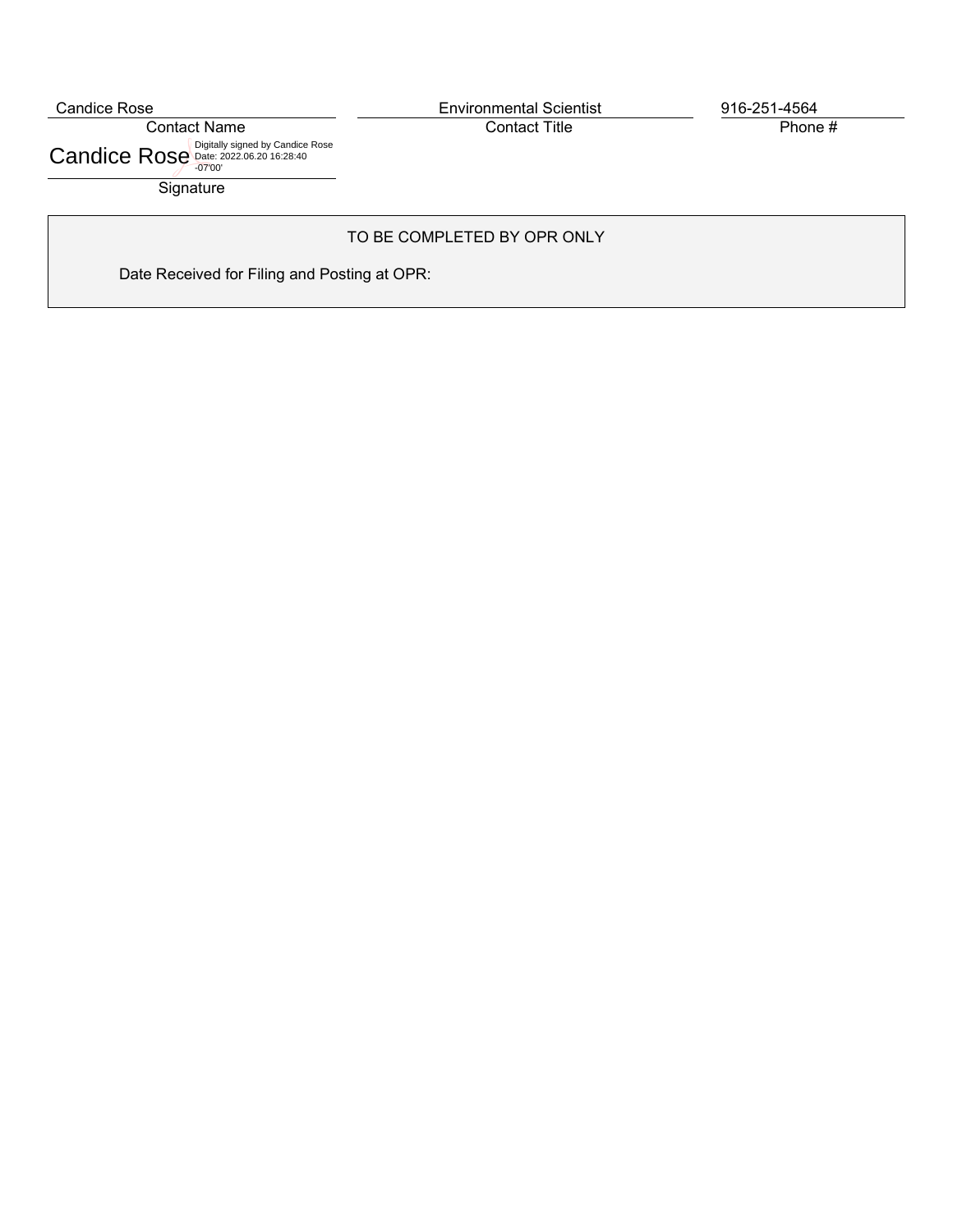| Candice Rose | Environmental Scientist | 916-251-4564 |
|---|---|---|
| Contact Name | Contact Title | Phone # |

Candice Rose Digitally signed by Candice Rose Date: 2022.06.20 16:28:40 -07'00'

Signature

TO BE COMPLETED BY OPR ONLY

Date Received for Filing and Posting at OPR: